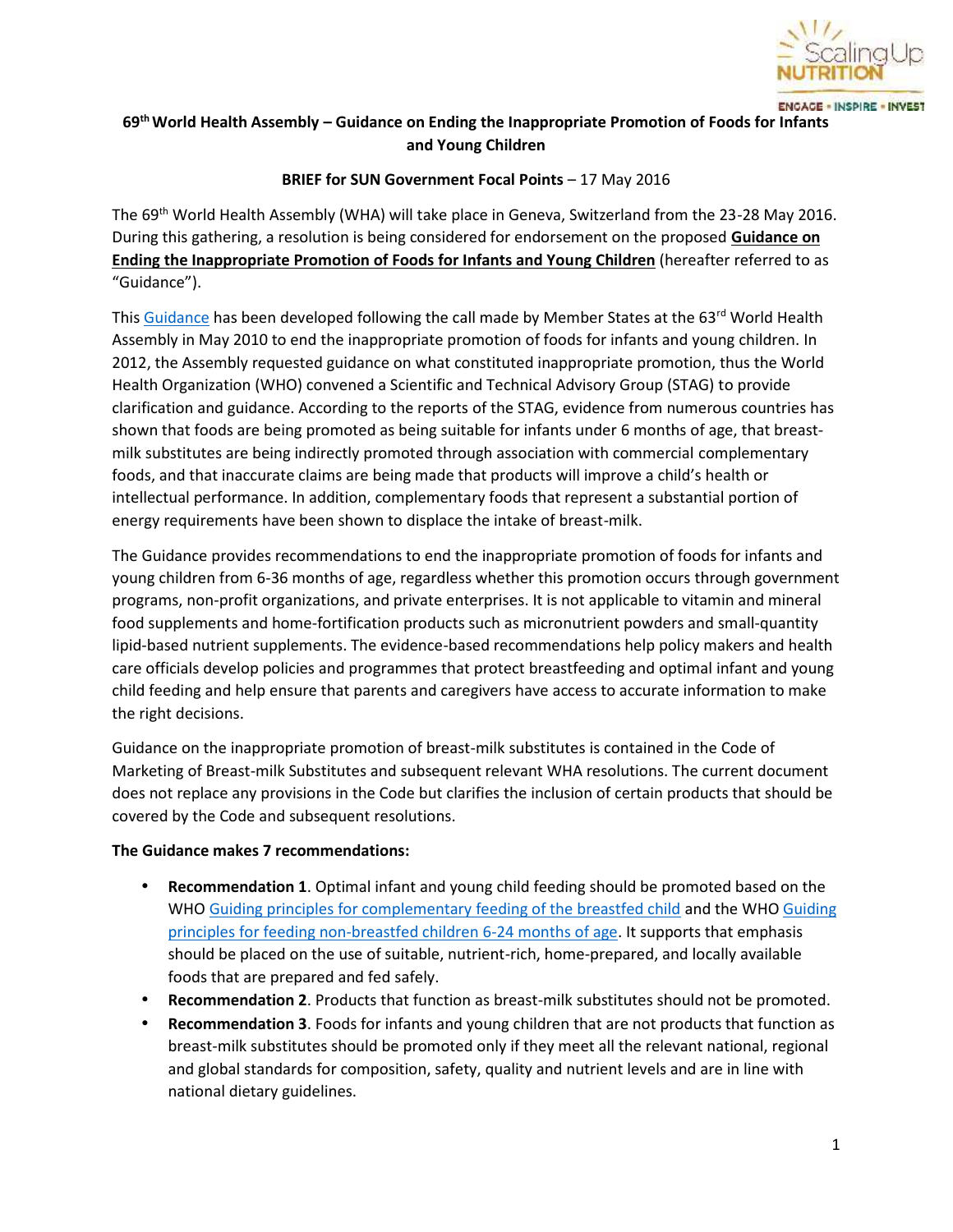# 69th World Health Assembly – Guidance on Ending the Inappropriate Promotion of Foods for Infants and Young Children

**BRIEF for SUN Government Focal Points** – 17 May 2016

The 69th World Health Assembly (WHA) will take place in Geneva, Switzerland from the 23-28 May 2016. During this gathering, a resolution is being considered for endorsement on the proposed **Guidance on Ending the Inappropriate Promotion of Foods for Infants and Young Children** (hereafter referred to as "Guidance").

This Guidance has been developed following the call made by Member States at the 63rd World Health Assembly in May 2010 to end the inappropriate promotion of foods for infants and young children. In 2012, the Assembly requested guidance on what constituted inappropriate promotion, thus the World Health Organization (WHO) convened a Scientific and Technical Advisory Group (STAG) to provide clarification and guidance. According to the reports of the STAG, evidence from numerous countries has shown that foods are being promoted as being suitable for infants under 6 months of age, that breast-milk substitutes are being indirectly promoted through association with commercial complementary foods, and that inaccurate claims are being made that products will improve a child's health or intellectual performance. In addition, complementary foods that represent a substantial portion of energy requirements have been shown to displace the intake of breast-milk.

The Guidance provides recommendations to end the inappropriate promotion of foods for infants and young children from 6-36 months of age, regardless whether this promotion occurs through government programs, non-profit organizations, and private enterprises. It is not applicable to vitamin and mineral food supplements and home-fortification products such as micronutrient powders and small-quantity lipid-based nutrient supplements. The evidence-based recommendations help policy makers and health care officials develop policies and programmes that protect breastfeeding and optimal infant and young child feeding and help ensure that parents and caregivers have access to accurate information to make the right decisions.

Guidance on the inappropriate promotion of breast-milk substitutes is contained in the Code of Marketing of Breast-milk Substitutes and subsequent relevant WHA resolutions. The current document does not replace any provisions in the Code but clarifies the inclusion of certain products that should be covered by the Code and subsequent resolutions.

**The Guidance makes 7 recommendations:**

- **Recommendation 1**. Optimal infant and young child feeding should be promoted based on the WHO Guiding principles for complementary feeding of the breastfed child and the WHO Guiding principles for feeding non-breastfed children 6-24 months of age. It supports that emphasis should be placed on the use of suitable, nutrient-rich, home-prepared, and locally available foods that are prepared and fed safely.
- **Recommendation 2**. Products that function as breast-milk substitutes should not be promoted.
- **Recommendation 3**. Foods for infants and young children that are not products that function as breast-milk substitutes should be promoted only if they meet all the relevant national, regional and global standards for composition, safety, quality and nutrient levels and are in line with national dietary guidelines.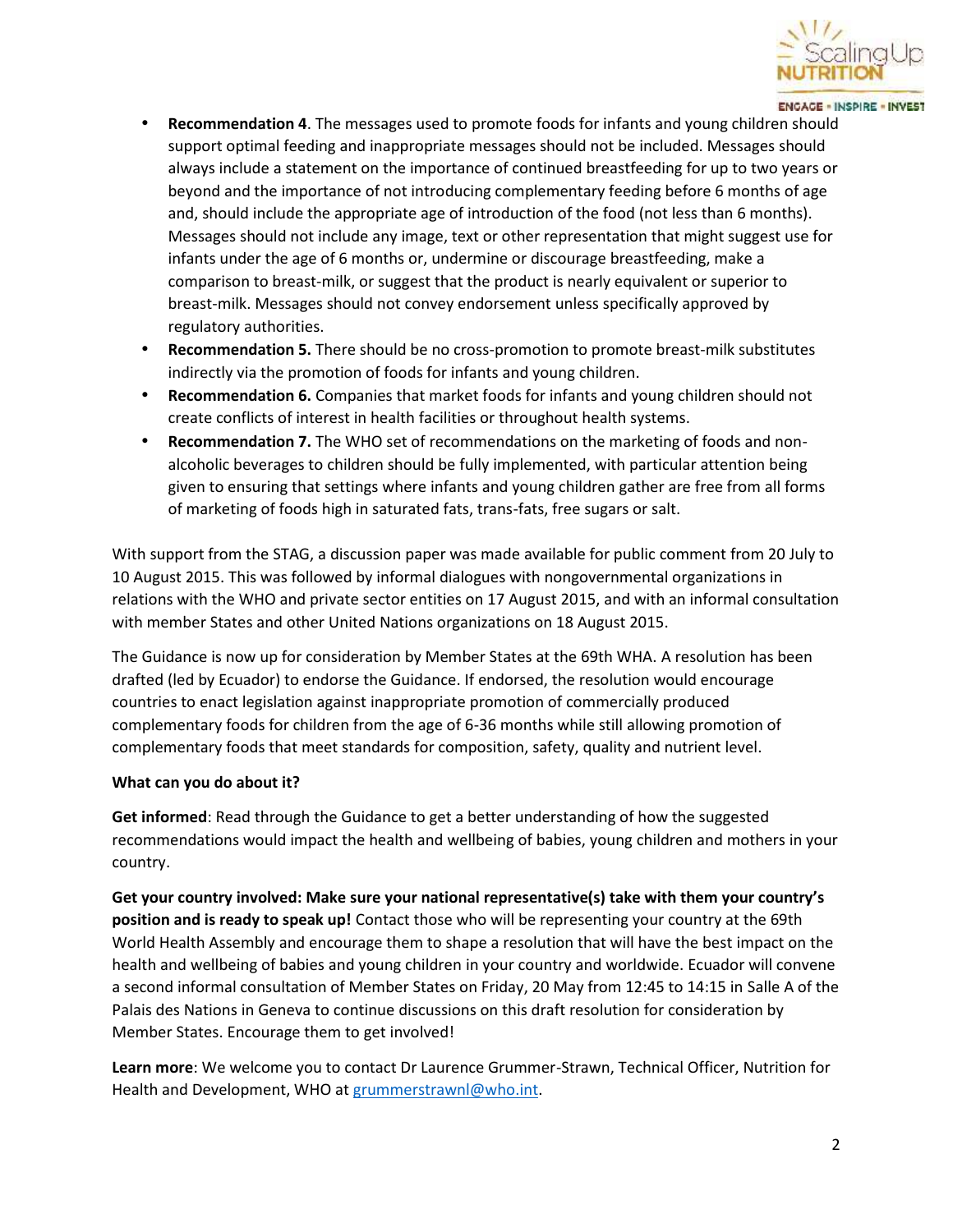- **Recommendation 4**. The messages used to promote foods for infants and young children should support optimal feeding and inappropriate messages should not be included. Messages should always include a statement on the importance of continued breastfeeding for up to two years or beyond and the importance of not introducing complementary feeding before 6 months of age and, should include the appropriate age of introduction of the food (not less than 6 months). Messages should not include any image, text or other representation that might suggest use for infants under the age of 6 months or, undermine or discourage breastfeeding, make a comparison to breast-milk, or suggest that the product is nearly equivalent or superior to breast-milk. Messages should not convey endorsement unless specifically approved by regulatory authorities.
- **Recommendation 5.** There should be no cross-promotion to promote breast-milk substitutes indirectly via the promotion of foods for infants and young children.
- **Recommendation 6.** Companies that market foods for infants and young children should not create conflicts of interest in health facilities or throughout health systems.
- **Recommendation 7.** The WHO set of recommendations on the marketing of foods and non-alcoholic beverages to children should be fully implemented, with particular attention being given to ensuring that settings where infants and young children gather are free from all forms of marketing of foods high in saturated fats, trans-fats, free sugars or salt.

With support from the STAG, a discussion paper was made available for public comment from 20 July to 10 August 2015. This was followed by informal dialogues with nongovernmental organizations in relations with the WHO and private sector entities on 17 August 2015, and with an informal consultation with member States and other United Nations organizations on 18 August 2015.

The Guidance is now up for consideration by Member States at the 69th WHA. A resolution has been drafted (led by Ecuador) to endorse the Guidance. If endorsed, the resolution would encourage countries to enact legislation against inappropriate promotion of commercially produced complementary foods for children from the age of 6-36 months while still allowing promotion of complementary foods that meet standards for composition, safety, quality and nutrient level.

**What can you do about it?**

**Get informed**: Read through the Guidance to get a better understanding of how the suggested recommendations would impact the health and wellbeing of babies, young children and mothers in your country.

**Get your country involved: Make sure your national representative(s) take with them your country's position and is ready to speak up!** Contact those who will be representing your country at the 69th World Health Assembly and encourage them to shape a resolution that will have the best impact on the health and wellbeing of babies and young children in your country and worldwide. Ecuador will convene a second informal consultation of Member States on Friday, 20 May from 12:45 to 14:15 in Salle A of the Palais des Nations in Geneva to continue discussions on this draft resolution for consideration by Member States. Encourage them to get involved!

**Learn more**: We welcome you to contact Dr Laurence Grummer-Strawn, Technical Officer, Nutrition for Health and Development, WHO at grummerstrawnl@who.int.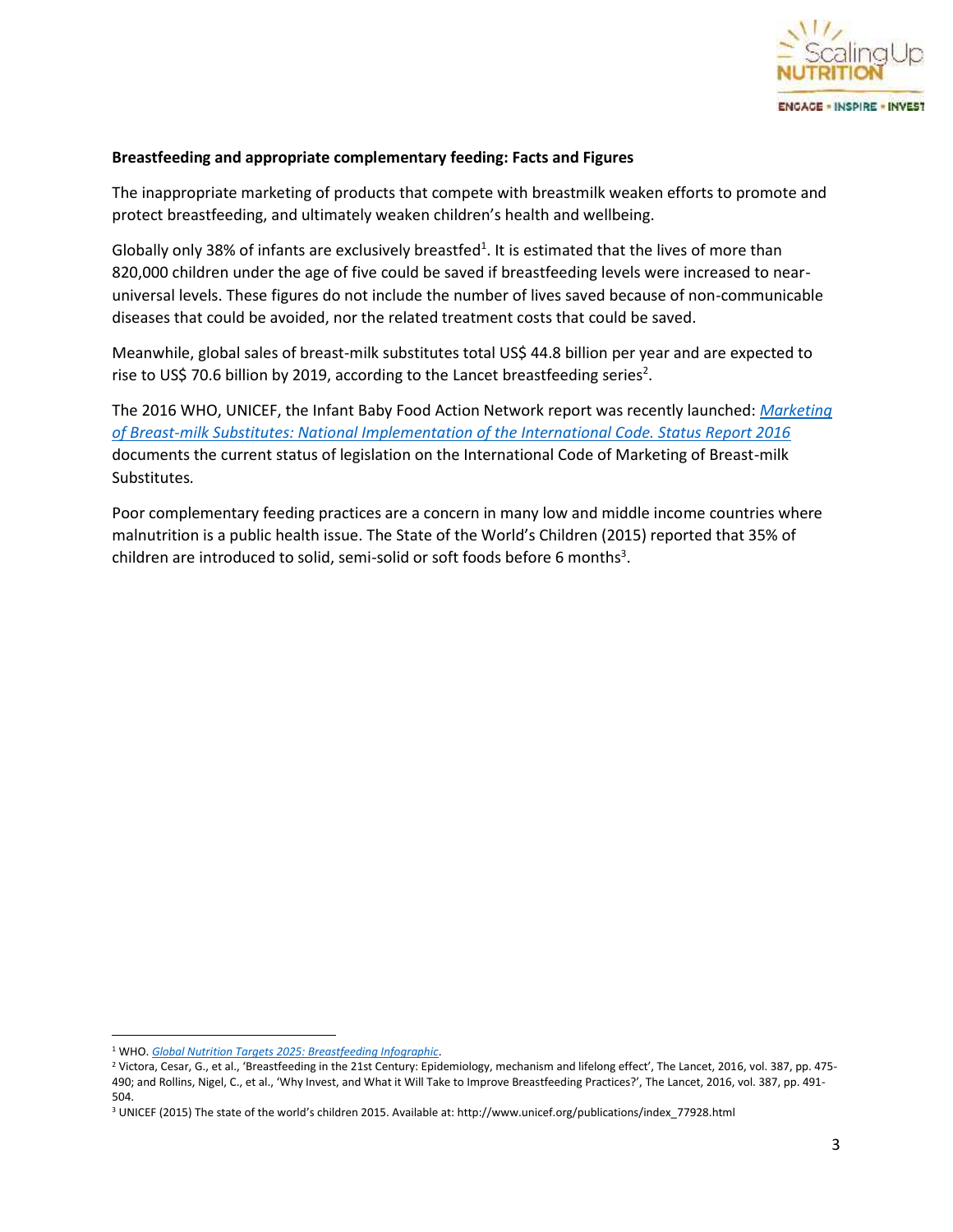**Breastfeeding and appropriate complementary feeding: Facts and Figures**

The inappropriate marketing of products that compete with breastmilk weaken efforts to promote and protect breastfeeding, and ultimately weaken children's health and wellbeing.

Globally only 38% of infants are exclusively breastfed[1]. It is estimated that the lives of more than 820,000 children under the age of five could be saved if breastfeeding levels were increased to near-universal levels. These figures do not include the number of lives saved because of non-communicable diseases that could be avoided, nor the related treatment costs that could be saved.

Meanwhile, global sales of breast-milk substitutes total US$ 44.8 billion per year and are expected to rise to US$ 70.6 billion by 2019, according to the Lancet breastfeeding series[2].

The 2016 WHO, UNICEF, the Infant Baby Food Action Network report was recently launched: *Marketing of Breast-milk Substitutes: National Implementation of the International Code. Status Report 2016* documents the current status of legislation on the International Code of Marketing of Breast-milk Substitutes.

Poor complementary feeding practices are a concern in many low and middle income countries where malnutrition is a public health issue. The State of the World's Children (2015) reported that 35% of children are introduced to solid, semi-solid or soft foods before 6 months[3].

---

[1] WHO. *Global Nutrition Targets 2025: Breastfeeding Infographic*.

[2] Victora, Cesar, G., et al., 'Breastfeeding in the 21st Century: Epidemiology, mechanism and lifelong effect', The Lancet, 2016, vol. 387, pp. 475-490; and Rollins, Nigel, C., et al., 'Why Invest, and What it Will Take to Improve Breastfeeding Practices?', The Lancet, 2016, vol. 387, pp. 491-504.

[3] UNICEF (2015) The state of the world's children 2015. Available at: http://www.unicef.org/publications/index_77928.html